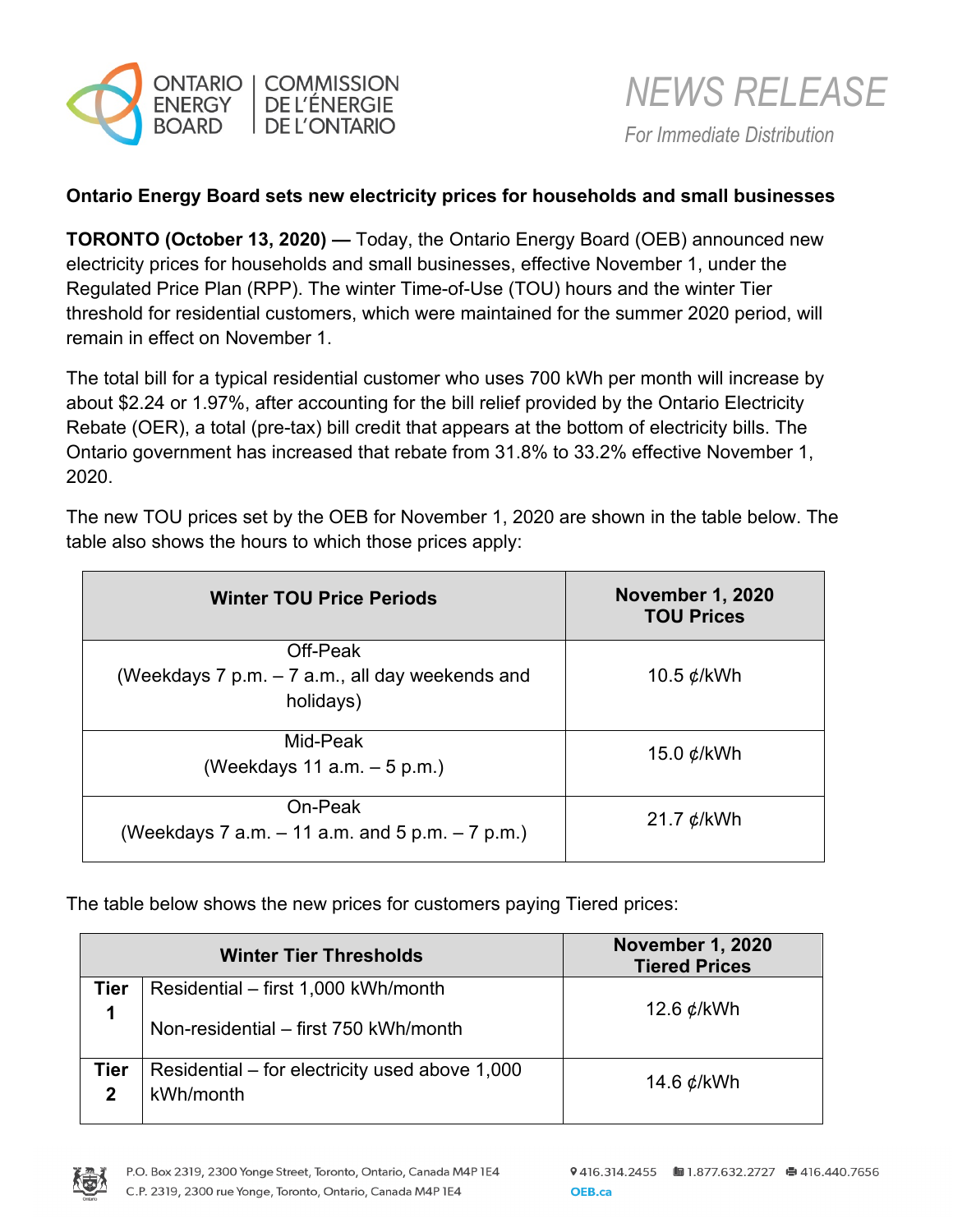ONTARIO ENERGY BOARD | COMMISSION DE L'ÉNERGIE DE L'ONTARIO

*NEWS RELEASE*

*For Immediate Distribution*

**Ontario Energy Board sets new electricity prices for households and small businesses**

**TORONTO (October 13, 2020) —** Today, the Ontario Energy Board (OEB) announced new electricity prices for households and small businesses, effective November 1, under the Regulated Price Plan (RPP). The winter Time-of-Use (TOU) hours and the winter Tier threshold for residential customers, which were maintained for the summer 2020 period, will remain in effect on November 1.

The total bill for a typical residential customer who uses 700 kWh per month will increase by about $2.24 or 1.97%, after accounting for the bill relief provided by the Ontario Electricity Rebate (OER), a total (pre-tax) bill credit that appears at the bottom of electricity bills. The Ontario government has increased that rebate from 31.8% to 33.2% effective November 1, 2020.

The new TOU prices set by the OEB for November 1, 2020 are shown in the table below. The table also shows the hours to which those prices apply:

| Winter TOU Price Periods | November 1, 2020 TOU Prices |
|---|---|
| Off-Peak (Weekdays 7 p.m. – 7 a.m., all day weekends and holidays) | 10.5 ¢/kWh |
| Mid-Peak (Weekdays 11 a.m. – 5 p.m.) | 15.0 ¢/kWh |
| On-Peak (Weekdays 7 a.m. – 11 a.m. and 5 p.m. – 7 p.m.) | 21.7 ¢/kWh |

The table below shows the new prices for customers paying Tiered prices:

| Winter Tier Thresholds | | November 1, 2020 Tiered Prices |
|---|---|---|
| **Tier 1** | Residential – first 1,000 kWh/month<br>Non-residential – first 750 kWh/month | 12.6 ¢/kWh |
| **Tier 2** | Residential – for electricity used above 1,000 kWh/month | 14.6 ¢/kWh |

P.O. Box 2319, 2300 Yonge Street, Toronto, Ontario, Canada M4P 1E4
C.P. 2319, 2300 rue Yonge, Toronto, Ontario, Canada M4P 1E4

416.314.2455 1.877.632.2727 416.440.7656
OEB.ca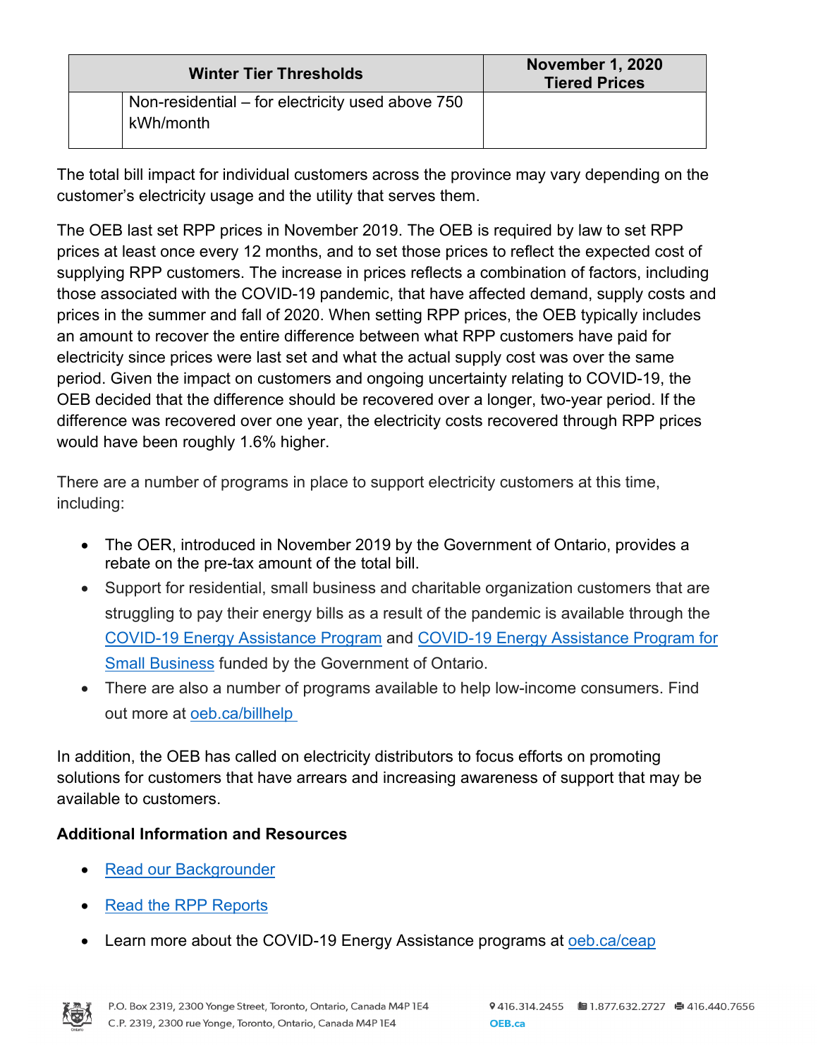| Winter Tier Thresholds | | November 1, 2020 Tiered Prices |
|---|---|---|
| | Non-residential – for electricity used above 750 kWh/month | |

The total bill impact for individual customers across the province may vary depending on the customer's electricity usage and the utility that serves them.

The OEB last set RPP prices in November 2019. The OEB is required by law to set RPP prices at least once every 12 months, and to set those prices to reflect the expected cost of supplying RPP customers. The increase in prices reflects a combination of factors, including those associated with the COVID-19 pandemic, that have affected demand, supply costs and prices in the summer and fall of 2020. When setting RPP prices, the OEB typically includes an amount to recover the entire difference between what RPP customers have paid for electricity since prices were last set and what the actual supply cost was over the same period. Given the impact on customers and ongoing uncertainty relating to COVID-19, the OEB decided that the difference should be recovered over a longer, two-year period. If the difference was recovered over one year, the electricity costs recovered through RPP prices would have been roughly 1.6% higher.

There are a number of programs in place to support electricity customers at this time, including:

- The OER, introduced in November 2019 by the Government of Ontario, provides a rebate on the pre-tax amount of the total bill.
- Support for residential, small business and charitable organization customers that are struggling to pay their energy bills as a result of the pandemic is available through the COVID-19 Energy Assistance Program and COVID-19 Energy Assistance Program for Small Business funded by the Government of Ontario.
- There are also a number of programs available to help low-income consumers. Find out more at oeb.ca/billhelp

In addition, the OEB has called on electricity distributors to focus efforts on promoting solutions for customers that have arrears and increasing awareness of support that may be available to customers.

**Additional Information and Resources**

- Read our Backgrounder
- Read the RPP Reports
- Learn more about the COVID-19 Energy Assistance programs at oeb.ca/ceap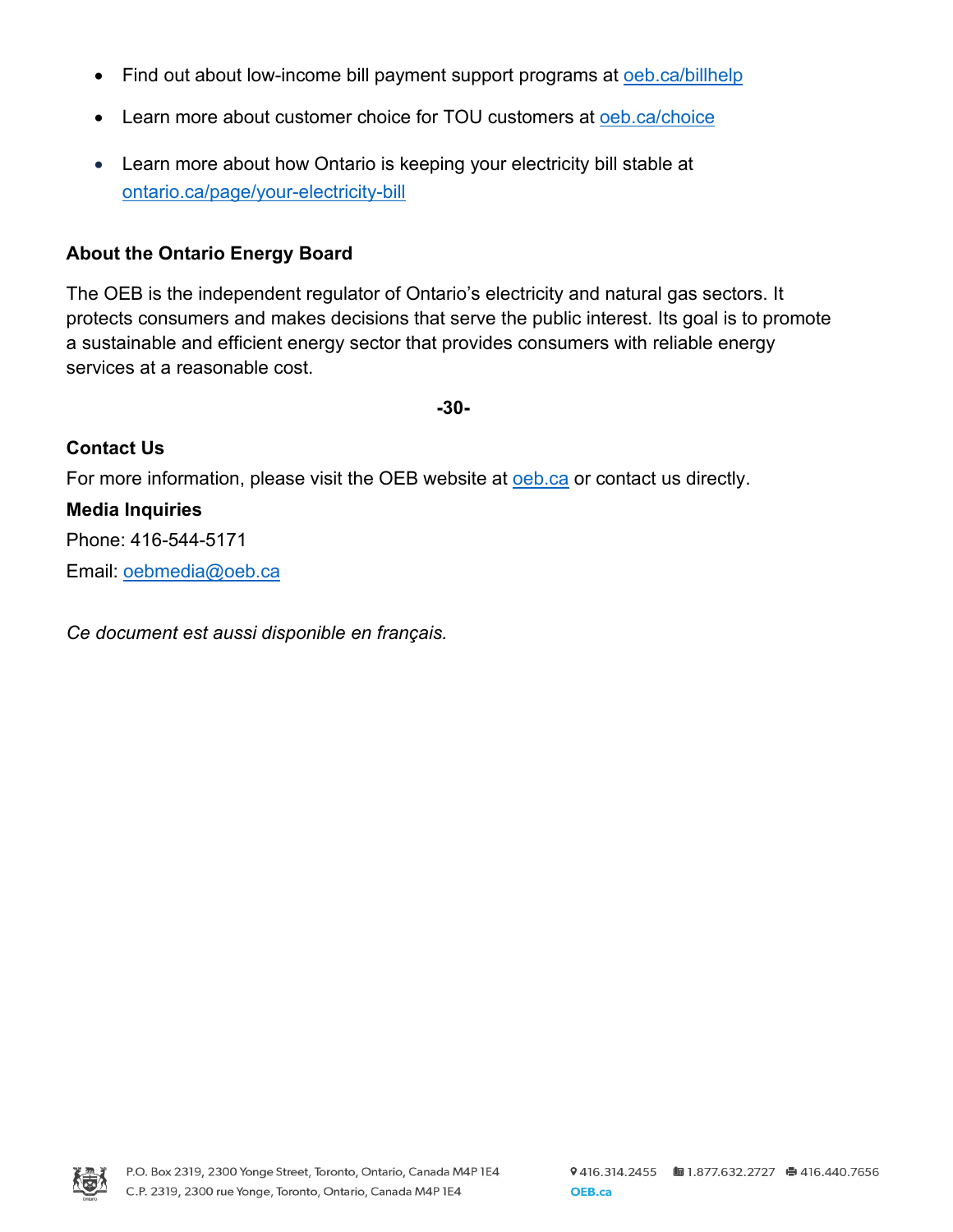- Find out about low-income bill payment support programs at oeb.ca/billhelp
- Learn more about customer choice for TOU customers at oeb.ca/choice
- Learn more about how Ontario is keeping your electricity bill stable at ontario.ca/page/your-electricity-bill

**About the Ontario Energy Board**

The OEB is the independent regulator of Ontario's electricity and natural gas sectors. It protects consumers and makes decisions that serve the public interest. Its goal is to promote a sustainable and efficient energy sector that provides consumers with reliable energy services at a reasonable cost.

**-30-**

**Contact Us**

For more information, please visit the OEB website at oeb.ca or contact us directly.

**Media Inquiries**

Phone: 416-544-5171

Email: oebmedia@oeb.ca

*Ce document est aussi disponible en français.*